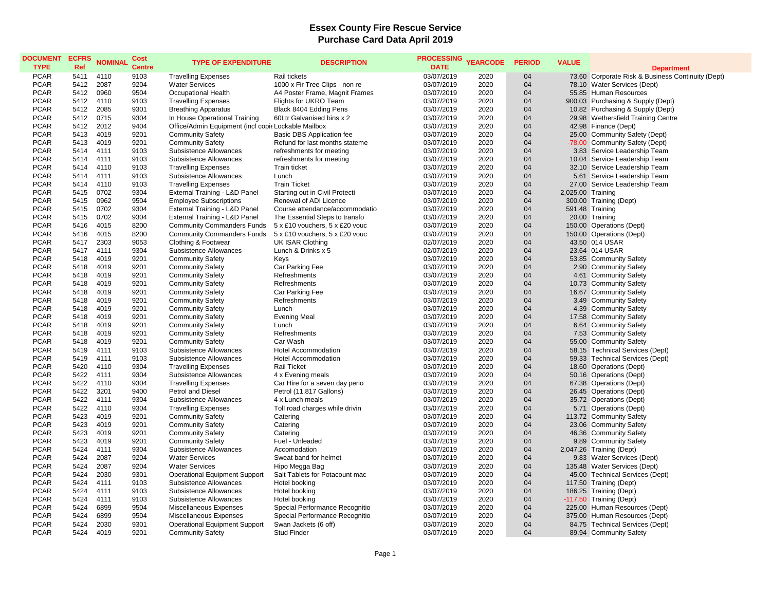# Essex County Fire Rescue Service
## Purchase Card Data April 2019

| DOCUMENT TYPE | ECFRS Ref | NOMINAL | Cost Centre | TYPE OF EXPENDITURE | DESCRIPTION | PROCESSING DATE | YEARCODE | PERIOD | VALUE | Department |
|---|---|---|---|---|---|---|---|---|---|---|
| PCAR | 5411 | 4110 | 9103 | Travelling Expenses | Rail tickets | 03/07/2019 | 2020 | 04 | 73.60 | Corporate Risk & Business Continuity (Dept) |
| PCAR | 5412 | 2087 | 9204 | Water Services | 1000 x Fir Tree Clips - non re | 03/07/2019 | 2020 | 04 | 78.10 | Water Services (Dept) |
| PCAR | 5412 | 0960 | 9504 | Occupational Health | A4 Poster Frame, Magnit Frames | 03/07/2019 | 2020 | 04 | 55.85 | Human Resources |
| PCAR | 5412 | 4110 | 9103 | Travelling Expenses | Flights for UKRO Team | 03/07/2019 | 2020 | 04 | 900.03 | Purchasing & Supply (Dept) |
| PCAR | 5412 | 2085 | 9301 | Breathing Apparatus | Black 8404 Edding Pens | 03/07/2019 | 2020 | 04 | 10.82 | Purchasing & Supply (Dept) |
| PCAR | 5412 | 0715 | 9304 | In House Operational Training | 60Ltr Galvanised bins x 2 | 03/07/2019 | 2020 | 04 | 29.98 | Wethersfield Training Centre |
| PCAR | 5412 | 2012 | 9404 | Office/Admin Equipment (incl copie | Lockable Mailbox | 03/07/2019 | 2020 | 04 | 42.98 | Finance (Dept) |
| PCAR | 5413 | 4019 | 9201 | Community Safety | Basic DBS Application fee | 03/07/2019 | 2020 | 04 | 25.00 | Community Safety (Dept) |
| PCAR | 5413 | 4019 | 9201 | Community Safety | Refund for last months stateme | 03/07/2019 | 2020 | 04 | -78.00 | Community Safety (Dept) |
| PCAR | 5414 | 4111 | 9103 | Subsistence Allowances | refreshments for meeting | 03/07/2019 | 2020 | 04 | 3.83 | Service Leadership Team |
| PCAR | 5414 | 4111 | 9103 | Subsistence Allowances | refreshments for meeting | 03/07/2019 | 2020 | 04 | 10.04 | Service Leadership Team |
| PCAR | 5414 | 4110 | 9103 | Travelling Expenses | Train ticket | 03/07/2019 | 2020 | 04 | 32.10 | Service Leadership Team |
| PCAR | 5414 | 4111 | 9103 | Subsistence Allowances | Lunch | 03/07/2019 | 2020 | 04 | 5.61 | Service Leadership Team |
| PCAR | 5414 | 4110 | 9103 | Travelling Expenses | Train Ticket | 03/07/2019 | 2020 | 04 | 27.00 | Service Leadership Team |
| PCAR | 5415 | 0702 | 9304 | External Training - L&D Panel | Starting out in Civil Protecti | 03/07/2019 | 2020 | 04 | 2,025.00 | Training |
| PCAR | 5415 | 0962 | 9504 | Employee Subscriptions | Renewal of ADI Licence | 03/07/2019 | 2020 | 04 | 300.00 | Training (Dept) |
| PCAR | 5415 | 0702 | 9304 | External Training - L&D Panel | Course attendance/accommodatio | 03/07/2019 | 2020 | 04 | 591.48 | Training |
| PCAR | 5415 | 0702 | 9304 | External Training - L&D Panel | The Essential Steps to transfo | 03/07/2019 | 2020 | 04 | 20.00 | Training |
| PCAR | 5416 | 4015 | 8200 | Community Commanders Funds | 5 x £10 vouchers, 5 x £20 vouc | 03/07/2019 | 2020 | 04 | 150.00 | Operations (Dept) |
| PCAR | 5416 | 4015 | 8200 | Community Commanders Funds | 5 x £10 vouchers, 5 x £20 vouc | 03/07/2019 | 2020 | 04 | 150.00 | Operations (Dept) |
| PCAR | 5417 | 2303 | 9053 | Clothing & Footwear | UK ISAR Clothing | 02/07/2019 | 2020 | 04 | 43.50 | 014 USAR |
| PCAR | 5417 | 4111 | 9304 | Subsistence Allowances | Lunch & Drinks x 5 | 02/07/2019 | 2020 | 04 | 23.64 | 014 USAR |
| PCAR | 5418 | 4019 | 9201 | Community Safety | Keys | 03/07/2019 | 2020 | 04 | 53.85 | Community Safety |
| PCAR | 5418 | 4019 | 9201 | Community Safety | Car Parking Fee | 03/07/2019 | 2020 | 04 | 2.90 | Community Safety |
| PCAR | 5418 | 4019 | 9201 | Community Safety | Refreshments | 03/07/2019 | 2020 | 04 | 4.61 | Community Safety |
| PCAR | 5418 | 4019 | 9201 | Community Safety | Refreshments | 03/07/2019 | 2020 | 04 | 10.73 | Community Safety |
| PCAR | 5418 | 4019 | 9201 | Community Safety | Car Parking Fee | 03/07/2019 | 2020 | 04 | 16.67 | Community Safety |
| PCAR | 5418 | 4019 | 9201 | Community Safety | Refreshments | 03/07/2019 | 2020 | 04 | 3.49 | Community Safety |
| PCAR | 5418 | 4019 | 9201 | Community Safety | Lunch | 03/07/2019 | 2020 | 04 | 4.39 | Community Safety |
| PCAR | 5418 | 4019 | 9201 | Community Safety | Evening Meal | 03/07/2019 | 2020 | 04 | 17.58 | Community Safety |
| PCAR | 5418 | 4019 | 9201 | Community Safety | Lunch | 03/07/2019 | 2020 | 04 | 6.64 | Community Safety |
| PCAR | 5418 | 4019 | 9201 | Community Safety | Refreshments | 03/07/2019 | 2020 | 04 | 7.53 | Community Safety |
| PCAR | 5418 | 4019 | 9201 | Community Safety | Car Wash | 03/07/2019 | 2020 | 04 | 55.00 | Community Safety |
| PCAR | 5419 | 4111 | 9103 | Subsistence Allowances | Hotel Accommodation | 03/07/2019 | 2020 | 04 | 58.15 | Technical Services (Dept) |
| PCAR | 5419 | 4111 | 9103 | Subsistence Allowances | Hotel Accommodation | 03/07/2019 | 2020 | 04 | 59.33 | Technical Services (Dept) |
| PCAR | 5420 | 4110 | 9304 | Travelling Expenses | Rail Ticket | 03/07/2019 | 2020 | 04 | 18.60 | Operations (Dept) |
| PCAR | 5422 | 4111 | 9304 | Subsistence Allowances | 4 x Evening meals | 03/07/2019 | 2020 | 04 | 50.16 | Operations (Dept) |
| PCAR | 5422 | 4110 | 9304 | Travelling Expenses | Car Hire for a seven day perio | 03/07/2019 | 2020 | 04 | 67.38 | Operations (Dept) |
| PCAR | 5422 | 3201 | 9400 | Petrol and Diesel | Petrol (11.817 Gallons) | 03/07/2019 | 2020 | 04 | 26.45 | Operations (Dept) |
| PCAR | 5422 | 4111 | 9304 | Subsistence Allowances | 4 x Lunch meals | 03/07/2019 | 2020 | 04 | 35.72 | Operations (Dept) |
| PCAR | 5422 | 4110 | 9304 | Travelling Expenses | Toll road charges while drivin | 03/07/2019 | 2020 | 04 | 5.71 | Operations (Dept) |
| PCAR | 5423 | 4019 | 9201 | Community Safety | Catering | 03/07/2019 | 2020 | 04 | 113.72 | Community Safety |
| PCAR | 5423 | 4019 | 9201 | Community Safety | Catering | 03/07/2019 | 2020 | 04 | 23.06 | Community Safety |
| PCAR | 5423 | 4019 | 9201 | Community Safety | Catering | 03/07/2019 | 2020 | 04 | 46.36 | Community Safety |
| PCAR | 5423 | 4019 | 9201 | Community Safety | Fuel - Unleaded | 03/07/2019 | 2020 | 04 | 9.89 | Community Safety |
| PCAR | 5424 | 4111 | 9304 | Subsistence Allowances | Accomodation | 03/07/2019 | 2020 | 04 | 2,047.26 | Training (Dept) |
| PCAR | 5424 | 2087 | 9204 | Water Services | Sweat band for helmet | 03/07/2019 | 2020 | 04 | 9.83 | Water Services (Dept) |
| PCAR | 5424 | 2087 | 9204 | Water Services | Hipo Megga Bag | 03/07/2019 | 2020 | 04 | 135.48 | Water Services (Dept) |
| PCAR | 5424 | 2030 | 9301 | Operational Equipment Support | Salt Tablets for Potacount mac | 03/07/2019 | 2020 | 04 | 45.00 | Technical Services (Dept) |
| PCAR | 5424 | 4111 | 9103 | Subsistence Allowances | Hotel booking | 03/07/2019 | 2020 | 04 | 117.50 | Training (Dept) |
| PCAR | 5424 | 4111 | 9103 | Subsistence Allowances | Hotel booking | 03/07/2019 | 2020 | 04 | 186.25 | Training (Dept) |
| PCAR | 5424 | 4111 | 9103 | Subsistence Allowances | Hotel booking | 03/07/2019 | 2020 | 04 | -117.50 | Training (Dept) |
| PCAR | 5424 | 6899 | 9504 | Miscellaneous Expenses | Special Performance Recognitio | 03/07/2019 | 2020 | 04 | 225.00 | Human Resources (Dept) |
| PCAR | 5424 | 6899 | 9504 | Miscellaneous Expenses | Special Performance Recognitio | 03/07/2019 | 2020 | 04 | 375.00 | Human Resources (Dept) |
| PCAR | 5424 | 2030 | 9301 | Operational Equipment Support | Swan Jackets (6 off) | 03/07/2019 | 2020 | 04 | 84.75 | Technical Services (Dept) |
| PCAR | 5424 | 4019 | 9201 | Community Safety | Stud Finder | 03/07/2019 | 2020 | 04 | 89.94 | Community Safety |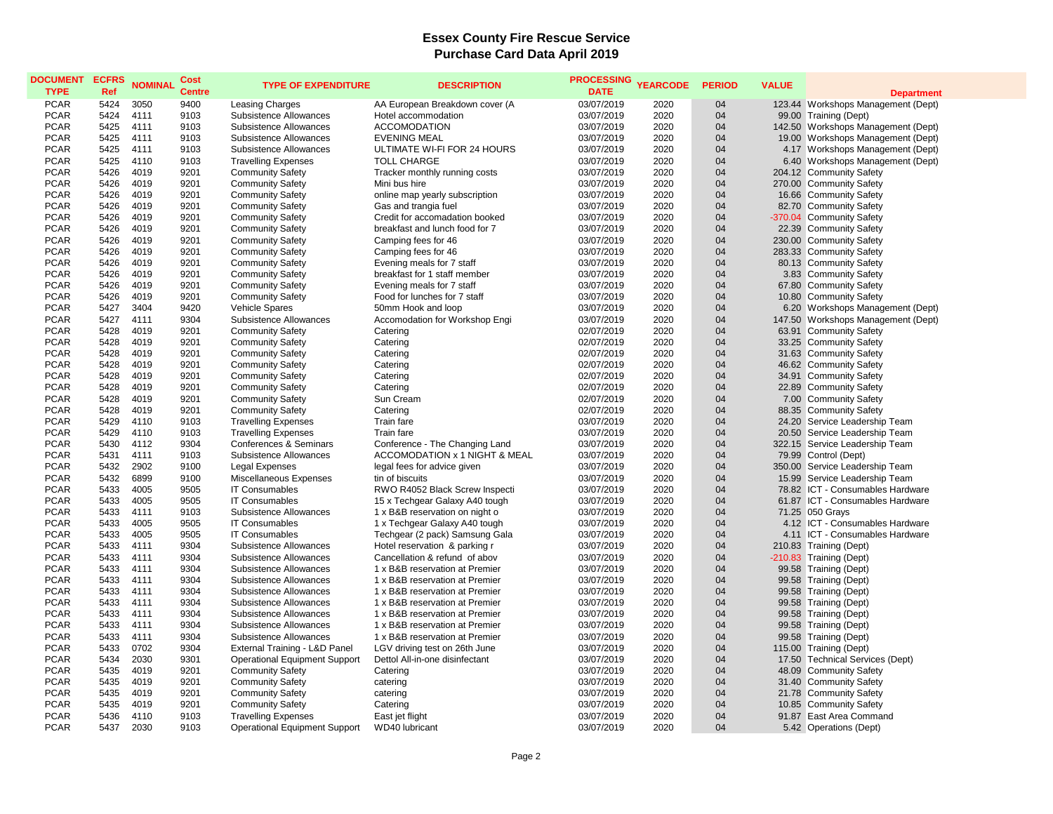# Essex County Fire Rescue Service
## Purchase Card Data April 2019

| DOCUMENT TYPE | ECFRS Ref | NOMINAL | Cost Centre | TYPE OF EXPENDITURE | DESCRIPTION | PROCESSING DATE | YEARCODE | PERIOD | VALUE | Department |
|---|---|---|---|---|---|---|---|---|---|---|
| PCAR | 5424 | 3050 | 9400 | Leasing Charges | AA European Breakdown cover (A | 03/07/2019 | 2020 | 04 | 123.44 | Workshops Management (Dept) |
| PCAR | 5424 | 4111 | 9103 | Subsistence Allowances | Hotel accommodation | 03/07/2019 | 2020 | 04 | 99.00 | Training (Dept) |
| PCAR | 5425 | 4111 | 9103 | Subsistence Allowances | ACCOMODATION | 03/07/2019 | 2020 | 04 | 142.50 | Workshops Management (Dept) |
| PCAR | 5425 | 4111 | 9103 | Subsistence Allowances | EVENING MEAL | 03/07/2019 | 2020 | 04 | 19.00 | Workshops Management (Dept) |
| PCAR | 5425 | 4111 | 9103 | Subsistence Allowances | ULTIMATE WI-FI FOR 24 HOURS | 03/07/2019 | 2020 | 04 | 4.17 | Workshops Management (Dept) |
| PCAR | 5425 | 4110 | 9103 | Travelling Expenses | TOLL CHARGE | 03/07/2019 | 2020 | 04 | 6.40 | Workshops Management (Dept) |
| PCAR | 5426 | 4019 | 9201 | Community Safety | Tracker monthly running costs | 03/07/2019 | 2020 | 04 | 204.12 | Community Safety |
| PCAR | 5426 | 4019 | 9201 | Community Safety | Mini bus hire | 03/07/2019 | 2020 | 04 | 270.00 | Community Safety |
| PCAR | 5426 | 4019 | 9201 | Community Safety | online map yearly subscription | 03/07/2019 | 2020 | 04 | 16.66 | Community Safety |
| PCAR | 5426 | 4019 | 9201 | Community Safety | Gas and trangia fuel | 03/07/2019 | 2020 | 04 | 82.70 | Community Safety |
| PCAR | 5426 | 4019 | 9201 | Community Safety | Credit for accomadation booked | 03/07/2019 | 2020 | 04 | -370.04 | Community Safety |
| PCAR | 5426 | 4019 | 9201 | Community Safety | breakfast and lunch food for 7 | 03/07/2019 | 2020 | 04 | 22.39 | Community Safety |
| PCAR | 5426 | 4019 | 9201 | Community Safety | Camping fees for 46 | 03/07/2019 | 2020 | 04 | 230.00 | Community Safety |
| PCAR | 5426 | 4019 | 9201 | Community Safety | Camping fees for 46 | 03/07/2019 | 2020 | 04 | 283.33 | Community Safety |
| PCAR | 5426 | 4019 | 9201 | Community Safety | Evening meals for 7 staff | 03/07/2019 | 2020 | 04 | 80.13 | Community Safety |
| PCAR | 5426 | 4019 | 9201 | Community Safety | breakfast for 1 staff member | 03/07/2019 | 2020 | 04 | 3.83 | Community Safety |
| PCAR | 5426 | 4019 | 9201 | Community Safety | Evening meals for 7 staff | 03/07/2019 | 2020 | 04 | 67.80 | Community Safety |
| PCAR | 5426 | 4019 | 9201 | Community Safety | Food for lunches for 7 staff | 03/07/2019 | 2020 | 04 | 10.80 | Community Safety |
| PCAR | 5427 | 3404 | 9420 | Vehicle Spares | 50mm Hook and loop | 03/07/2019 | 2020 | 04 | 6.20 | Workshops Management (Dept) |
| PCAR | 5427 | 4111 | 9304 | Subsistence Allowances | Accomodation for Workshop Engi | 03/07/2019 | 2020 | 04 | 147.50 | Workshops Management (Dept) |
| PCAR | 5428 | 4019 | 9201 | Community Safety | Catering | 02/07/2019 | 2020 | 04 | 63.91 | Community Safety |
| PCAR | 5428 | 4019 | 9201 | Community Safety | Catering | 02/07/2019 | 2020 | 04 | 33.25 | Community Safety |
| PCAR | 5428 | 4019 | 9201 | Community Safety | Catering | 02/07/2019 | 2020 | 04 | 31.63 | Community Safety |
| PCAR | 5428 | 4019 | 9201 | Community Safety | Catering | 02/07/2019 | 2020 | 04 | 46.62 | Community Safety |
| PCAR | 5428 | 4019 | 9201 | Community Safety | Catering | 02/07/2019 | 2020 | 04 | 34.91 | Community Safety |
| PCAR | 5428 | 4019 | 9201 | Community Safety | Catering | 02/07/2019 | 2020 | 04 | 22.89 | Community Safety |
| PCAR | 5428 | 4019 | 9201 | Community Safety | Sun Cream | 02/07/2019 | 2020 | 04 | 7.00 | Community Safety |
| PCAR | 5428 | 4019 | 9201 | Community Safety | Catering | 02/07/2019 | 2020 | 04 | 88.35 | Community Safety |
| PCAR | 5429 | 4110 | 9103 | Travelling Expenses | Train fare | 03/07/2019 | 2020 | 04 | 24.20 | Service Leadership Team |
| PCAR | 5429 | 4110 | 9103 | Travelling Expenses | Train fare | 03/07/2019 | 2020 | 04 | 20.50 | Service Leadership Team |
| PCAR | 5430 | 4112 | 9304 | Conferences & Seminars | Conference - The Changing Land | 03/07/2019 | 2020 | 04 | 322.15 | Service Leadership Team |
| PCAR | 5431 | 4111 | 9103 | Subsistence Allowances | ACCOMODATION x 1 NIGHT & MEAL | 03/07/2019 | 2020 | 04 | 79.99 | Control (Dept) |
| PCAR | 5432 | 2902 | 9100 | Legal Expenses | legal fees for advice given | 03/07/2019 | 2020 | 04 | 350.00 | Service Leadership Team |
| PCAR | 5432 | 6899 | 9100 | Miscellaneous Expenses | tin of biscuits | 03/07/2019 | 2020 | 04 | 15.99 | Service Leadership Team |
| PCAR | 5433 | 4005 | 9505 | IT Consumables | RWO R4052 Black Screw Inspecti | 03/07/2019 | 2020 | 04 | 78.82 | ICT - Consumables Hardware |
| PCAR | 5433 | 4005 | 9505 | IT Consumables | 15 x Techgear Galaxy A40 tough | 03/07/2019 | 2020 | 04 | 61.87 | ICT - Consumables Hardware |
| PCAR | 5433 | 4111 | 9103 | Subsistence Allowances | 1 x B&B reservation on night o | 03/07/2019 | 2020 | 04 | 71.25 | 050 Grays |
| PCAR | 5433 | 4005 | 9505 | IT Consumables | 1 x Techgear Galaxy A40 tough | 03/07/2019 | 2020 | 04 | 4.12 | ICT - Consumables Hardware |
| PCAR | 5433 | 4005 | 9505 | IT Consumables | Techgear (2 pack) Samsung Gala | 03/07/2019 | 2020 | 04 | 4.11 | ICT - Consumables Hardware |
| PCAR | 5433 | 4111 | 9304 | Subsistence Allowances | Hotel reservation & parking r | 03/07/2019 | 2020 | 04 | 210.83 | Training (Dept) |
| PCAR | 5433 | 4111 | 9304 | Subsistence Allowances | Cancellation & refund of abov | 03/07/2019 | 2020 | 04 | -210.83 | Training (Dept) |
| PCAR | 5433 | 4111 | 9304 | Subsistence Allowances | 1 x B&B reservation at Premier | 03/07/2019 | 2020 | 04 | 99.58 | Training (Dept) |
| PCAR | 5433 | 4111 | 9304 | Subsistence Allowances | 1 x B&B reservation at Premier | 03/07/2019 | 2020 | 04 | 99.58 | Training (Dept) |
| PCAR | 5433 | 4111 | 9304 | Subsistence Allowances | 1 x B&B reservation at Premier | 03/07/2019 | 2020 | 04 | 99.58 | Training (Dept) |
| PCAR | 5433 | 4111 | 9304 | Subsistence Allowances | 1 x B&B reservation at Premier | 03/07/2019 | 2020 | 04 | 99.58 | Training (Dept) |
| PCAR | 5433 | 4111 | 9304 | Subsistence Allowances | 1 x B&B reservation at Premier | 03/07/2019 | 2020 | 04 | 99.58 | Training (Dept) |
| PCAR | 5433 | 4111 | 9304 | Subsistence Allowances | 1 x B&B reservation at Premier | 03/07/2019 | 2020 | 04 | 99.58 | Training (Dept) |
| PCAR | 5433 | 4111 | 9304 | Subsistence Allowances | 1 x B&B reservation at Premier | 03/07/2019 | 2020 | 04 | 99.58 | Training (Dept) |
| PCAR | 5433 | 0702 | 9304 | External Training - L&D Panel | LGV driving test on 26th June | 03/07/2019 | 2020 | 04 | 115.00 | Training (Dept) |
| PCAR | 5434 | 2030 | 9301 | Operational Equipment Support | Dettol All-in-one disinfectant | 03/07/2019 | 2020 | 04 | 17.50 | Technical Services (Dept) |
| PCAR | 5435 | 4019 | 9201 | Community Safety | Catering | 03/07/2019 | 2020 | 04 | 48.09 | Community Safety |
| PCAR | 5435 | 4019 | 9201 | Community Safety | catering | 03/07/2019 | 2020 | 04 | 31.40 | Community Safety |
| PCAR | 5435 | 4019 | 9201 | Community Safety | catering | 03/07/2019 | 2020 | 04 | 21.78 | Community Safety |
| PCAR | 5435 | 4019 | 9201 | Community Safety | Catering | 03/07/2019 | 2020 | 04 | 10.85 | Community Safety |
| PCAR | 5436 | 4110 | 9103 | Travelling Expenses | East jet flight | 03/07/2019 | 2020 | 04 | 91.87 | East Area Command |
| PCAR | 5437 | 2030 | 9103 | Operational Equipment Support | WD40 lubricant | 03/07/2019 | 2020 | 04 | 5.42 | Operations (Dept) |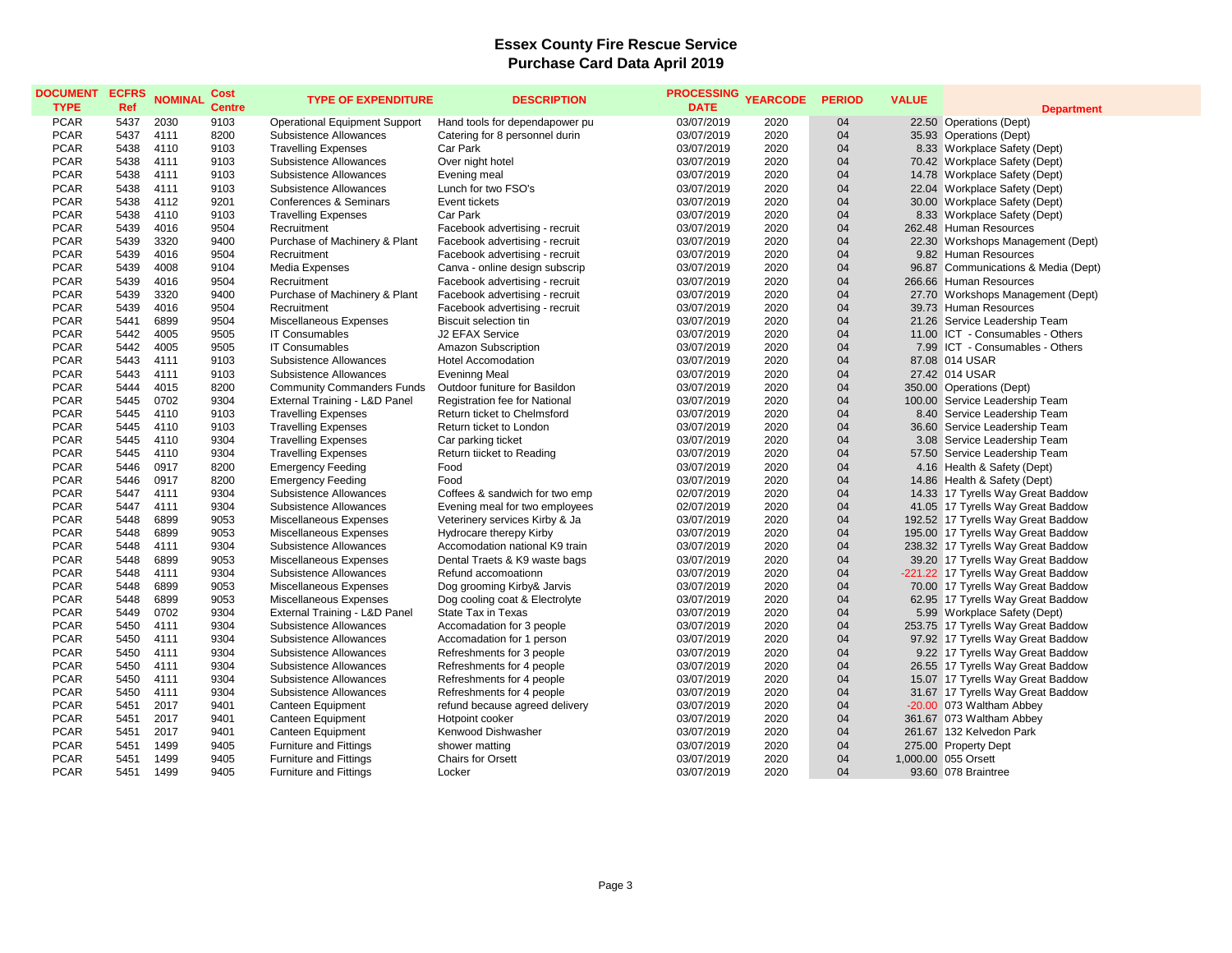# Essex County Fire Rescue Service
## Purchase Card Data April 2019

| DOCUMENT TYPE | ECFRS Ref | NOMINAL | Cost Centre | TYPE OF EXPENDITURE | DESCRIPTION | PROCESSING DATE | YEARCODE | PERIOD | VALUE | Department |
|---|---|---|---|---|---|---|---|---|---|---|
| PCAR | 5437 | 2030 | 9103 | Operational Equipment Support | Hand tools for dependapower pu | 03/07/2019 | 2020 | 04 | 22.50 | Operations (Dept) |
| PCAR | 5437 | 4111 | 8200 | Subsistence Allowances | Catering for 8 personnel durin | 03/07/2019 | 2020 | 04 | 35.93 | Operations (Dept) |
| PCAR | 5438 | 4110 | 9103 | Travelling Expenses | Car Park | 03/07/2019 | 2020 | 04 | 8.33 | Workplace Safety (Dept) |
| PCAR | 5438 | 4111 | 9103 | Subsistence Allowances | Over night hotel | 03/07/2019 | 2020 | 04 | 70.42 | Workplace Safety (Dept) |
| PCAR | 5438 | 4111 | 9103 | Subsistence Allowances | Evening meal | 03/07/2019 | 2020 | 04 | 14.78 | Workplace Safety (Dept) |
| PCAR | 5438 | 4111 | 9103 | Subsistence Allowances | Lunch for two FSO's | 03/07/2019 | 2020 | 04 | 22.04 | Workplace Safety (Dept) |
| PCAR | 5438 | 4112 | 9201 | Conferences & Seminars | Event tickets | 03/07/2019 | 2020 | 04 | 30.00 | Workplace Safety (Dept) |
| PCAR | 5438 | 4110 | 9103 | Travelling Expenses | Car Park | 03/07/2019 | 2020 | 04 | 8.33 | Workplace Safety (Dept) |
| PCAR | 5439 | 4016 | 9504 | Recruitment | Facebook advertising - recruit | 03/07/2019 | 2020 | 04 | 262.48 | Human Resources |
| PCAR | 5439 | 3320 | 9400 | Purchase of Machinery & Plant | Facebook advertising - recruit | 03/07/2019 | 2020 | 04 | 22.30 | Workshops Management (Dept) |
| PCAR | 5439 | 4016 | 9504 | Recruitment | Facebook advertising - recruit | 03/07/2019 | 2020 | 04 | 9.82 | Human Resources |
| PCAR | 5439 | 4008 | 9104 | Media Expenses | Canva - online design subscrip | 03/07/2019 | 2020 | 04 | 96.87 | Communications & Media (Dept) |
| PCAR | 5439 | 4016 | 9504 | Recruitment | Facebook advertising - recruit | 03/07/2019 | 2020 | 04 | 266.66 | Human Resources |
| PCAR | 5439 | 3320 | 9400 | Purchase of Machinery & Plant | Facebook advertising - recruit | 03/07/2019 | 2020 | 04 | 27.70 | Workshops Management (Dept) |
| PCAR | 5439 | 4016 | 9504 | Recruitment | Facebook advertising - recruit | 03/07/2019 | 2020 | 04 | 39.73 | Human Resources |
| PCAR | 5441 | 6899 | 9504 | Miscellaneous Expenses | Biscuit selection tin | 03/07/2019 | 2020 | 04 | 21.26 | Service Leadership Team |
| PCAR | 5442 | 4005 | 9505 | IT Consumables | J2 EFAX Service | 03/07/2019 | 2020 | 04 | 11.00 | ICT - Consumables - Others |
| PCAR | 5442 | 4005 | 9505 | IT Consumables | Amazon Subscription | 03/07/2019 | 2020 | 04 | 7.99 | ICT - Consumables - Others |
| PCAR | 5443 | 4111 | 9103 | Subsistence Allowances | Hotel Accomodation | 03/07/2019 | 2020 | 04 | 87.08 | 014 USAR |
| PCAR | 5443 | 4111 | 9103 | Subsistence Allowances | Eveninng Meal | 03/07/2019 | 2020 | 04 | 27.42 | 014 USAR |
| PCAR | 5444 | 4015 | 8200 | Community Commanders Funds | Outdoor funiture for Basildon | 03/07/2019 | 2020 | 04 | 350.00 | Operations (Dept) |
| PCAR | 5445 | 0702 | 9304 | External Training - L&D Panel | Registration fee for National | 03/07/2019 | 2020 | 04 | 100.00 | Service Leadership Team |
| PCAR | 5445 | 4110 | 9103 | Travelling Expenses | Return ticket to Chelmsford | 03/07/2019 | 2020 | 04 | 8.40 | Service Leadership Team |
| PCAR | 5445 | 4110 | 9103 | Travelling Expenses | Return ticket to London | 03/07/2019 | 2020 | 04 | 36.60 | Service Leadership Team |
| PCAR | 5445 | 4110 | 9304 | Travelling Expenses | Car parking ticket | 03/07/2019 | 2020 | 04 | 3.08 | Service Leadership Team |
| PCAR | 5445 | 4110 | 9304 | Travelling Expenses | Return tiicket to Reading | 03/07/2019 | 2020 | 04 | 57.50 | Service Leadership Team |
| PCAR | 5446 | 0917 | 8200 | Emergency Feeding | Food | 03/07/2019 | 2020 | 04 | 4.16 | Health & Safety (Dept) |
| PCAR | 5446 | 0917 | 8200 | Emergency Feeding | Food | 03/07/2019 | 2020 | 04 | 14.86 | Health & Safety (Dept) |
| PCAR | 5447 | 4111 | 9304 | Subsistence Allowances | Coffees & sandwich for two emp | 02/07/2019 | 2020 | 04 | 14.33 | 17 Tyrells Way Great Baddow |
| PCAR | 5447 | 4111 | 9304 | Subsistence Allowances | Evening meal for two employees | 02/07/2019 | 2020 | 04 | 41.05 | 17 Tyrells Way Great Baddow |
| PCAR | 5448 | 6899 | 9053 | Miscellaneous Expenses | Veterinery services Kirby & Ja | 03/07/2019 | 2020 | 04 | 192.52 | 17 Tyrells Way Great Baddow |
| PCAR | 5448 | 6899 | 9053 | Miscellaneous Expenses | Hydrocare therepy Kirby | 03/07/2019 | 2020 | 04 | 195.00 | 17 Tyrells Way Great Baddow |
| PCAR | 5448 | 4111 | 9304 | Subsistence Allowances | Accomodation national K9 train | 03/07/2019 | 2020 | 04 | 238.32 | 17 Tyrells Way Great Baddow |
| PCAR | 5448 | 6899 | 9053 | Miscellaneous Expenses | Dental Traets & K9 waste bags | 03/07/2019 | 2020 | 04 | 39.20 | 17 Tyrells Way Great Baddow |
| PCAR | 5448 | 4111 | 9304 | Subsistence Allowances | Refund accomoationn | 03/07/2019 | 2020 | 04 | -221.22 | 17 Tyrells Way Great Baddow |
| PCAR | 5448 | 6899 | 9053 | Miscellaneous Expenses | Dog grooming Kirby& Jarvis | 03/07/2019 | 2020 | 04 | 70.00 | 17 Tyrells Way Great Baddow |
| PCAR | 5448 | 6899 | 9053 | Miscellaneous Expenses | Dog cooling coat & Electrolyte | 03/07/2019 | 2020 | 04 | 62.95 | 17 Tyrells Way Great Baddow |
| PCAR | 5449 | 0702 | 9304 | External Training - L&D Panel | State Tax in Texas | 03/07/2019 | 2020 | 04 | 5.99 | Workplace Safety (Dept) |
| PCAR | 5450 | 4111 | 9304 | Subsistence Allowances | Accomadation for 3 people | 03/07/2019 | 2020 | 04 | 253.75 | 17 Tyrells Way Great Baddow |
| PCAR | 5450 | 4111 | 9304 | Subsistence Allowances | Accomadation for 1 person | 03/07/2019 | 2020 | 04 | 97.92 | 17 Tyrells Way Great Baddow |
| PCAR | 5450 | 4111 | 9304 | Subsistence Allowances | Refreshments for 3 people | 03/07/2019 | 2020 | 04 | 9.22 | 17 Tyrells Way Great Baddow |
| PCAR | 5450 | 4111 | 9304 | Subsistence Allowances | Refreshments for 4 people | 03/07/2019 | 2020 | 04 | 26.55 | 17 Tyrells Way Great Baddow |
| PCAR | 5450 | 4111 | 9304 | Subsistence Allowances | Refreshments for 4 people | 03/07/2019 | 2020 | 04 | 15.07 | 17 Tyrells Way Great Baddow |
| PCAR | 5450 | 4111 | 9304 | Subsistence Allowances | Refreshments for 4 people | 03/07/2019 | 2020 | 04 | 31.67 | 17 Tyrells Way Great Baddow |
| PCAR | 5451 | 2017 | 9401 | Canteen Equipment | refund because agreed delivery | 03/07/2019 | 2020 | 04 | -20.00 | 073 Waltham Abbey |
| PCAR | 5451 | 2017 | 9401 | Canteen Equipment | Hotpoint cooker | 03/07/2019 | 2020 | 04 | 361.67 | 073 Waltham Abbey |
| PCAR | 5451 | 2017 | 9401 | Canteen Equipment | Kenwood Dishwasher | 03/07/2019 | 2020 | 04 | 261.67 | 132 Kelvedon Park |
| PCAR | 5451 | 1499 | 9405 | Furniture and Fittings | shower matting | 03/07/2019 | 2020 | 04 | 275.00 | Property Dept |
| PCAR | 5451 | 1499 | 9405 | Furniture and Fittings | Chairs for Orsett | 03/07/2019 | 2020 | 04 | 1,000.00 | 055 Orsett |
| PCAR | 5451 | 1499 | 9405 | Furniture and Fittings | Locker | 03/07/2019 | 2020 | 04 | 93.60 | 078 Braintree |